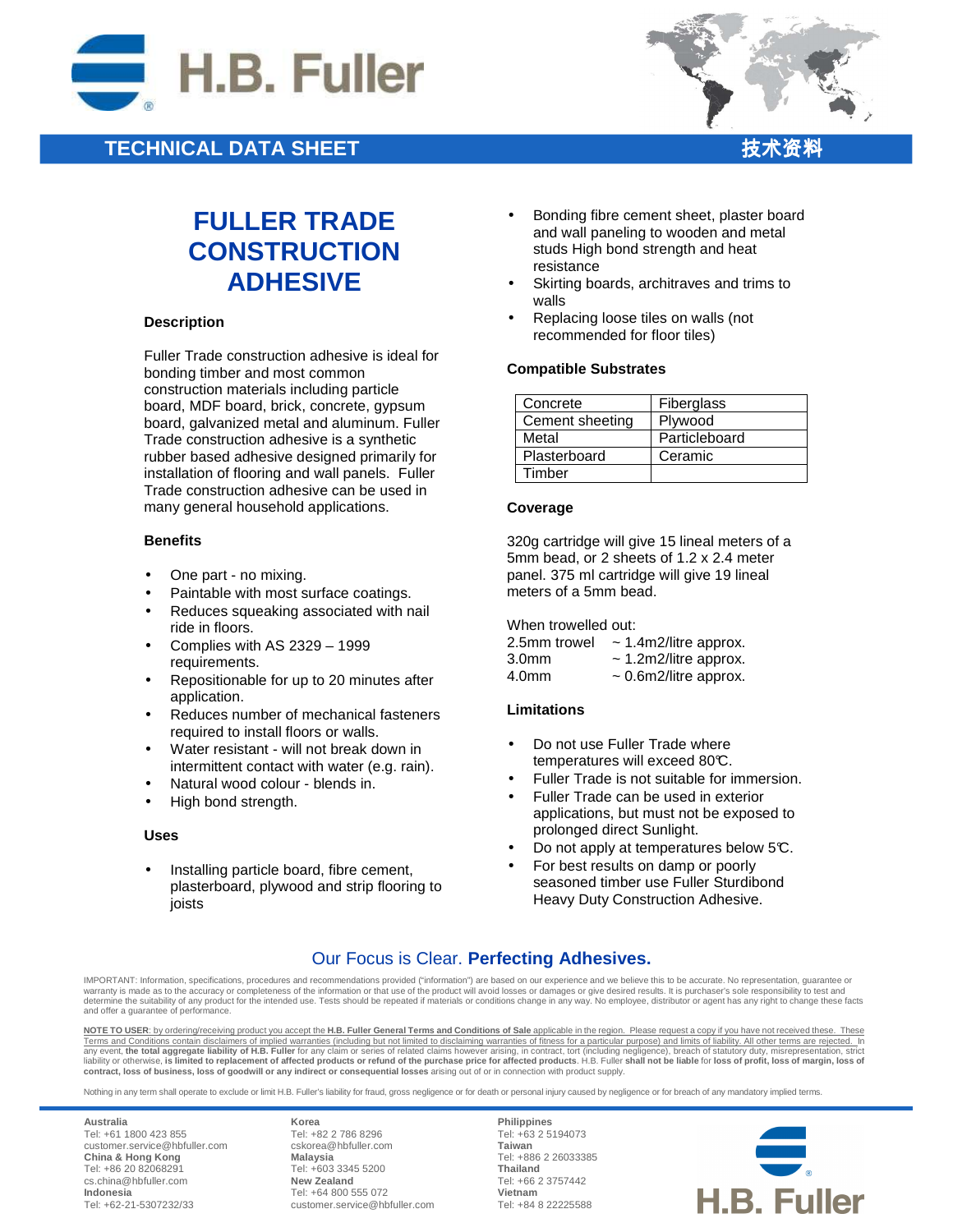TECHNICAL DATA SHEET 技术资料

# FULLER TRADE CONSTRUCTION ADHESIVE

### Description

Fuller Trade construction adhesive is ideal for bonding timber and most common construction materials including particle board, MDF board, brick, concrete, gypsum board, galvanized metal and aluminum. Fuller Trade construction adhesive is a synthetic rubber based adhesive designed primarily for installation of flooring and wall panels. Fuller Trade construction adhesive can be used in many general household applications.

### Benefits

- One part - no mixing.
- Paintable with most surface coatings.
- Reduces squeaking associated with nail ride in floors.
- Complies with AS 2329 – 1999 requirements.
- Repositionable for up to 20 minutes after application.
- Reduces number of mechanical fasteners required to install floors or walls.
- Water resistant - will not break down in intermittent contact with water (e.g. rain).
- Natural wood colour - blends in.
- High bond strength.

### Uses

- Installing particle board, fibre cement, plasterboard, plywood and strip flooring to joists
- Bonding fibre cement sheet, plaster board and wall paneling to wooden and metal studs High bond strength and heat resistance
- Skirting boards, architraves and trims to walls
- Replacing loose tiles on walls (not recommended for floor tiles)

### Compatible Substrates

| | |
|---|---|
| Concrete | Fiberglass |
| Cement sheeting | Plywood |
| Metal | Particleboard |
| Plasterboard | Ceramic |
| Timber | |

### Coverage

320g cartridge will give 15 lineal meters of a 5mm bead, or 2 sheets of 1.2 x 2.4 meter panel. 375 ml cartridge will give 19 lineal meters of a 5mm bead.

When trowelled out:

| | |
|---|---|
| 2.5mm trowel | ~ 1.4m2/litre approx. |
| 3.0mm | ~ 1.2m2/litre approx. |
| 4.0mm | ~ 0.6m2/litre approx. |

### Limitations

- Do not use Fuller Trade where temperatures will exceed 80℃.
- Fuller Trade is not suitable for immersion.
- Fuller Trade can be used in exterior applications, but must not be exposed to prolonged direct Sunlight.
- Do not apply at temperatures below 5℃.
- For best results on damp or poorly seasoned timber use Fuller Sturdibond Heavy Duty Construction Adhesive.

Our Focus is Clear. **Perfecting Adhesives.**

IMPORTANT: Information, specifications, procedures and recommendations provided ("information") are based on our experience and we believe this to be accurate. No representation, guarantee or warranty is made as to the accuracy or completeness of the information or that use of the product will avoid losses or damages or give desired results. It is purchaser's sole responsibility to test and determine the suitability of any product for the intended use. Tests should be repeated if materials or conditions change in any way. No employee, distributor or agent has any right to change these facts and offer a guarantee of performance.

NOTE TO USER: by ordering/receiving product you accept the **H.B. Fuller General Terms and Conditions of Sale** applicable in the region. Please request a copy if you have not received these. These Terms and Conditions contain disclaimers of implied warranties (including but not limited to disclaiming warranties of fitness for a particular purpose) and limits of liability. All other terms are rejected. In any event, **the total aggregate liability of H.B. Fuller** for any claim or series of related claims however arising, in contract, tort (including negligence), breach of statutory duty, misrepresentation, strict liability or otherwise, **is limited to replacement of affected products or refund of the purchase price for affected products**. H.B. Fuller **shall not be liable** for **loss of profit, loss of margin, loss of contract, loss of business, loss of goodwill or any indirect or consequential losses** arising out of or in connection with product supply.

Nothing in any term shall operate to exclude or limit H.B. Fuller's liability for fraud, gross negligence or for death or personal injury caused by negligence or for breach of any mandatory implied terms.

**Australia**
Tel: +61 1800 423 855
customer.service@hbfuller.com
**China & Hong Kong**
Tel: +86 20 82068291
cs.china@hbfuller.com
**Indonesia**
Tel: +62-21-5307232/33

**Korea**
Tel: +82 2 786 8296
cskorea@hbfuller.com
**Malaysia**
Tel: +603 3345 5200
**New Zealand**
Tel: +64 800 555 072
customer.service@hbfuller.com

**Philippines**
Tel: +63 2 5194073
**Taiwan**
Tel: +886 2 26033385
**Thailand**
Tel: +66 2 3757442
**Vietnam**
Tel: +84 8 22225588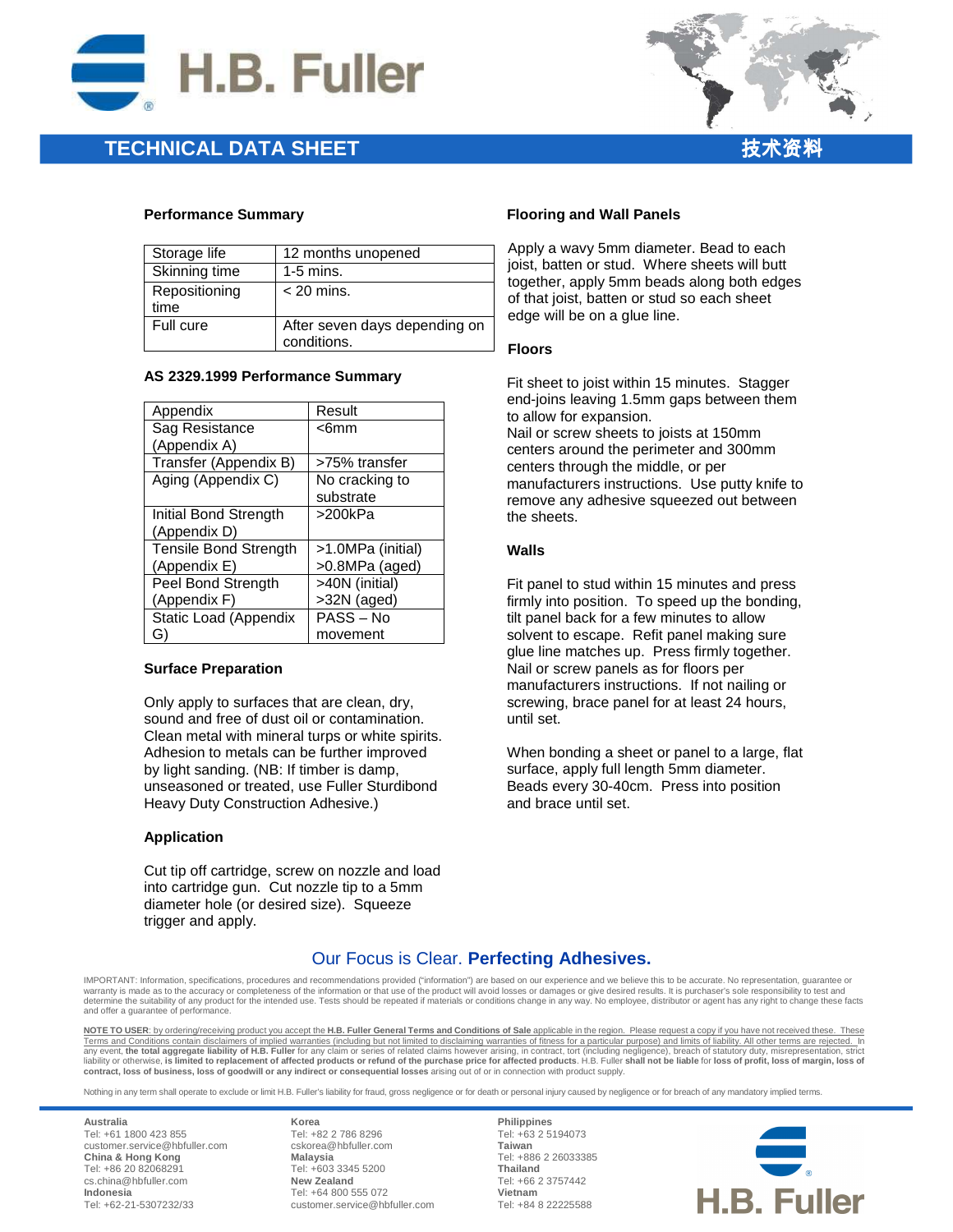# TECHNICAL DATA SHEET 技术资料

### Performance Summary

| Storage life | 12 months unopened |
|---|---|
| Skinning time | 1-5 mins. |
| Repositioning time | < 20 mins. |
| Full cure | After seven days depending on conditions. |

### AS 2329.1999 Performance Summary

| Appendix | Result |
|---|---|
| Sag Resistance (Appendix A) | <6mm |
| Transfer (Appendix B) | >75% transfer |
| Aging (Appendix C) | No cracking to substrate |
| Initial Bond Strength (Appendix D) | >200kPa |
| Tensile Bond Strength (Appendix E) | >1.0MPa (initial) >0.8MPa (aged) |
| Peel Bond Strength (Appendix F) | >40N (initial) >32N (aged) |
| Static Load (Appendix G) | PASS – No movement |

### Surface Preparation

Only apply to surfaces that are clean, dry, sound and free of dust oil or contamination. Clean metal with mineral turps or white spirits. Adhesion to metals can be further improved by light sanding. (NB: If timber is damp, unseasoned or treated, use Fuller Sturdibond Heavy Duty Construction Adhesive.)

### Application

Cut tip off cartridge, screw on nozzle and load into cartridge gun. Cut nozzle tip to a 5mm diameter hole (or desired size). Squeeze trigger and apply.

### Flooring and Wall Panels

Apply a wavy 5mm diameter. Bead to each joist, batten or stud. Where sheets will butt together, apply 5mm beads along both edges of that joist, batten or stud so each sheet edge will be on a glue line.

### Floors

Fit sheet to joist within 15 minutes. Stagger end-joins leaving 1.5mm gaps between them to allow for expansion.
Nail or screw sheets to joists at 150mm centers around the perimeter and 300mm centers through the middle, or per manufacturers instructions. Use putty knife to remove any adhesive squeezed out between the sheets.

### Walls

Fit panel to stud within 15 minutes and press firmly into position. To speed up the bonding, tilt panel back for a few minutes to allow solvent to escape. Refit panel making sure glue line matches up. Press firmly together. Nail or screw panels as for floors per manufacturers instructions. If not nailing or screwing, brace panel for at least 24 hours, until set.

When bonding a sheet or panel to a large, flat surface, apply full length 5mm diameter. Beads every 30-40cm. Press into position and brace until set.

Our Focus is Clear. **Perfecting Adhesives.**

IMPORTANT: Information, specifications, procedures and recommendations provided ("information") are based on our experience and we believe this to be accurate. No representation, guarantee or warranty is made as to the accuracy or completeness of the information or that use of the product will avoid losses or damages or give desired results. It is purchaser's sole responsibility to test and determine the suitability of any product for the intended use. Tests should be repeated if materials or conditions change in any way. No employee, distributor or agent has any right to change these facts and offer a guarantee of performance.

**NOTE TO USER**: by ordering/receiving product you accept the **H.B. Fuller General Terms and Conditions of Sale** applicable in the region. Please request a copy if you have not received these. These Terms and Conditions contain disclaimers of implied warranties (including but not limited to disclaiming warranties of fitness for a particular purpose) and limits of liability. All other terms are rejected. In any event, **the total aggregate liability of H.B. Fuller** for any claim or series of related claims however arising, in contract, tort (including negligence), breach of statutory duty, misrepresentation, strict liability or otherwise, **is limited to replacement of affected products or refund of the purchase price for affected products**. H.B. Fuller **shall not be liable** for **loss of profit, loss of margin, loss of contract, loss of business, loss of goodwill or any indirect or consequential losses** arising out of or in connection with product supply.

Nothing in any term shall operate to exclude or limit H.B. Fuller's liability for fraud, gross negligence or for death or personal injury caused by negligence or for breach of any mandatory implied terms.

**Australia**
Tel: +61 1800 423 855
customer.service@hbfuller.com
**China & Hong Kong**
Tel: +86 20 82068291
cs.china@hbfuller.com
**Indonesia**
Tel: +62-21-5307232/33

**Korea**
Tel: +82 2 786 8296
cskorea@hbfuller.com
**Malaysia**
Tel: +603 3345 5200
**New Zealand**
Tel: +64 800 555 072
customer.service@hbfuller.com

**Philippines**
Tel: +63 2 5194073
**Taiwan**
Tel: +886 2 26033385
**Thailand**
Tel: +66 2 3757442
**Vietnam**
Tel: +84 8 22225588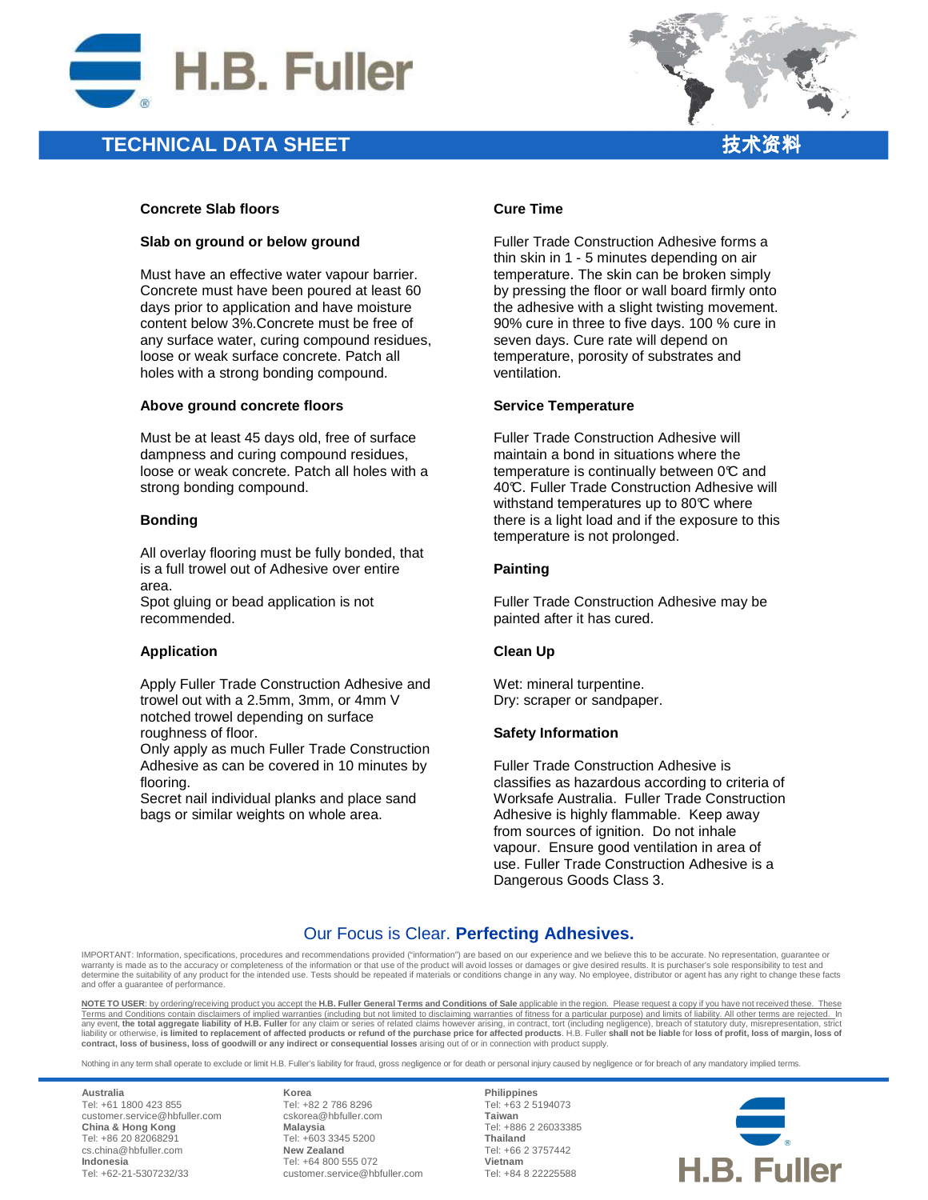# TECHNICAL DATA SHEET 技术资料

### Concrete Slab floors

**Slab on ground or below ground**

Must have an effective water vapour barrier. Concrete must have been poured at least 60 days prior to application and have moisture content below 3%.Concrete must be free of any surface water, curing compound residues, loose or weak surface concrete. Patch all holes with a strong bonding compound.

**Above ground concrete floors**

Must be at least 45 days old, free of surface dampness and curing compound residues, loose or weak concrete. Patch all holes with a strong bonding compound.

### Bonding

All overlay flooring must be fully bonded, that is a full trowel out of Adhesive over entire area.
Spot gluing or bead application is not recommended.

### Application

Apply Fuller Trade Construction Adhesive and trowel out with a 2.5mm, 3mm, or 4mm V notched trowel depending on surface roughness of floor.
Only apply as much Fuller Trade Construction Adhesive as can be covered in 10 minutes by flooring.
Secret nail individual planks and place sand bags or similar weights on whole area.

### Cure Time

Fuller Trade Construction Adhesive forms a thin skin in 1 - 5 minutes depending on air temperature. The skin can be broken simply by pressing the floor or wall board firmly onto the adhesive with a slight twisting movement. 90% cure in three to five days. 100 % cure in seven days. Cure rate will depend on temperature, porosity of substrates and ventilation.

### Service Temperature

Fuller Trade Construction Adhesive will maintain a bond in situations where the temperature is continually between 0℃ and 40℃. Fuller Trade Construction Adhesive will withstand temperatures up to 80℃ where there is a light load and if the exposure to this temperature is not prolonged.

### Painting

Fuller Trade Construction Adhesive may be painted after it has cured.

### Clean Up

Wet: mineral turpentine.
Dry: scraper or sandpaper.

### Safety Information

Fuller Trade Construction Adhesive is classifies as hazardous according to criteria of Worksafe Australia. Fuller Trade Construction Adhesive is highly flammable. Keep away from sources of ignition. Do not inhale vapour. Ensure good ventilation in area of use. Fuller Trade Construction Adhesive is a Dangerous Goods Class 3.

Our Focus is Clear. **Perfecting Adhesives.**

IMPORTANT: Information, specifications, procedures and recommendations provided ("information") are based on our experience and we believe this to be accurate. No representation, guarantee or warranty is made as to the accuracy or completeness of the information or that use of the product will avoid losses or damages or give desired results. It is purchaser's sole responsibility to test and determine the suitability of any product for the intended use. Tests should be repeated if materials or conditions change in any way. No employee, distributor or agent has any right to change these facts and offer a guarantee of performance.

NOTE TO USER: by ordering/receiving product you accept the **H.B. Fuller General Terms and Conditions of Sale** applicable in the region. Please request a copy if you have not received these. These Terms and Conditions contain disclaimers of implied warranties (including but not limited to disclaiming warranties of fitness for a particular purpose) and limits of liability. All other terms are rejected. In any event, **the total aggregate liability of H.B. Fuller** for any claim or series of related claims however arising, in contract, tort (including negligence), breach of statutory duty, misrepresentation, strict liability or otherwise, **is limited to replacement of affected products or refund of the purchase price for affected products**. H.B. Fuller **shall not be liable** for **loss of profit, loss of margin, loss of contract, loss of business, loss of goodwill or any indirect or consequential losses** arising out of or in connection with product supply.

Nothing in any term shall operate to exclude or limit H.B. Fuller's liability for fraud, gross negligence or for death or personal injury caused by negligence or for breach of any mandatory implied terms.

**Australia**
Tel: +61 1800 423 855
customer.service@hbfuller.com
**China & Hong Kong**
Tel: +86 20 82068291
cs.china@hbfuller.com
**Indonesia**
Tel: +62-21-5307232/33

**Korea**
Tel: +82 2 786 8296
cskorea@hbfuller.com
**Malaysia**
Tel: +603 3345 5200
**New Zealand**
Tel: +64 800 555 072
customer.service@hbfuller.com

**Philippines**
Tel: +63 2 5194073
**Taiwan**
Tel: +886 2 26033385
**Thailand**
Tel: +66 2 3757442
**Vietnam**
Tel: +84 8 22225588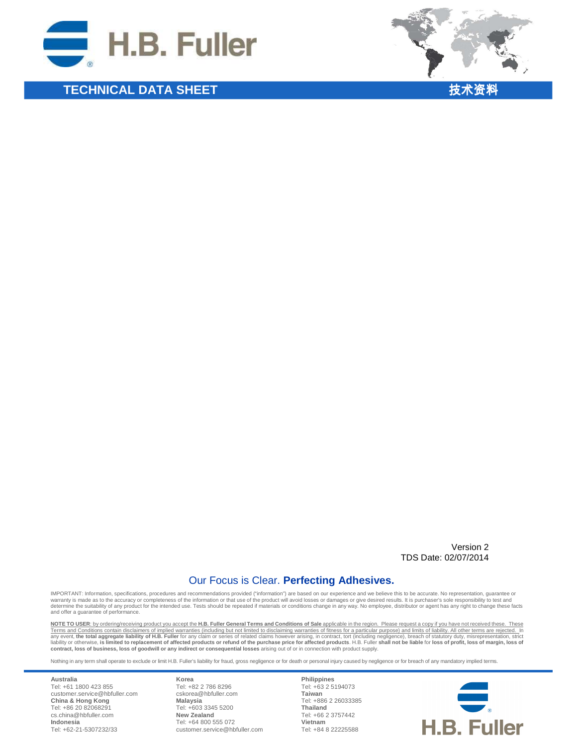TECHNICAL DATA SHEET 技术资料

Version 2
TDS Date: 02/07/2014

Our Focus is Clear. **Perfecting Adhesives.**

IMPORTANT: Information, specifications, procedures and recommendations provided ("information") are based on our experience and we believe this to be accurate. No representation, guarantee or warranty is made as to the accuracy or completeness of the information or that use of the product will avoid losses or damages or give desired results. It is purchaser's sole responsibility to test and determine the suitability of any product for the intended use. Tests should be repeated if materials or conditions change in any way. No employee, distributor or agent has any right to change these facts and offer a guarantee of performance.

**NOTE TO USER**: by ordering/receiving product you accept the **H.B. Fuller General Terms and Conditions of Sale** applicable in the region. Please request a copy if you have not received these. These Terms and Conditions contain disclaimers of implied warranties (including but not limited to disclaiming warranties of fitness for a particular purpose) and limits of liability. All other terms are rejected. In any event, **the total aggregate liability of H.B. Fuller** for any claim or series of related claims however arising, in contract, tort (including negligence), breach of statutory duty, misrepresentation, strict liability or otherwise, **is limited to replacement of affected products or refund of the purchase price for affected products**. H.B. Fuller **shall not be liable** for **loss of profit, loss of margin, loss of contract, loss of business, loss of goodwill or any indirect or consequential losses** arising out of or in connection with product supply.

Nothing in any term shall operate to exclude or limit H.B. Fuller's liability for fraud, gross negligence or for death or personal injury caused by negligence or for breach of any mandatory implied terms.

**Australia**
Tel: +61 1800 423 855
customer.service@hbfuller.com
**China & Hong Kong**
Tel: +86 20 82068291
cs.china@hbfuller.com
**Indonesia**
Tel: +62-21-5307232/33

**Korea**
Tel: +82 2 786 8296
cskorea@hbfuller.com
**Malaysia**
Tel: +603 3345 5200
**New Zealand**
Tel: +64 800 555 072
customer.service@hbfuller.com

**Philippines**
Tel: +63 2 5194073
**Taiwan**
Tel: +886 2 26033385
**Thailand**
Tel: +66 2 3757442
**Vietnam**
Tel: +84 8 22225588